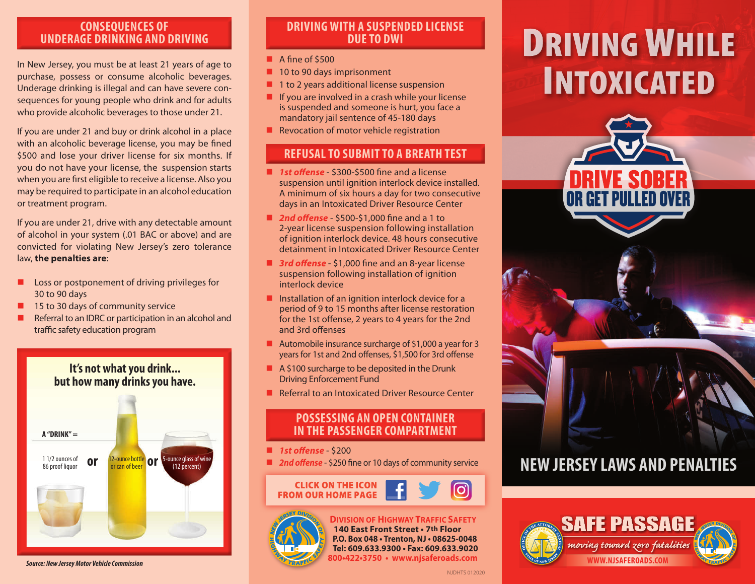## CONSEQUENCES OF UNDERAGE DRINKING AND DRIVING

In New Jersey, you must be at least 21 years of age to purchase, possess or consume alcoholic beverages. Underage drinking is illegal and can have severe consequences for young people who drink and for adults who provide alcoholic beverages to those under 21.

If you are under 21 and buy or drink alcohol in a place with an alcoholic beverage license, you may be fined $500 and lose your driver license for six months. If you do not have your license, the suspension starts when you are first eligible to receive a license. Also you may be required to participate in an alcohol education or treatment program.

If you are under 21, drive with any detectable amount of alcohol in your system (.01 BAC or above) and are convicted for violating New Jersey's zero tolerance law, **the penalties are**:

- Loss or postponement of driving privileges for 30 to 90 days
- 15 to 30 days of community service
- Referral to an IDRC or participation in an alcohol and traffic safety education program

### It's not what you drink... but how many drinks you have.

A "DRINK" = 1 1/2 ounces of 86 proof liquor **or** 12-ounce bottle or can of beer **or** 5-ounce glass of wine (12 percent)

*Source: New Jersey Motor Vehicle Commission*

## DRIVING WITH A SUSPENDED LICENSE DUE TO DWI

- A fine of $500
- 10 to 90 days imprisonment
- 1 to 2 years additional license suspension
- If you are involved in a crash while your license is suspended and someone is hurt, you face a mandatory jail sentence of 45-180 days
- Revocation of motor vehicle registration

## REFUSAL TO SUBMIT TO A BREATH TEST

- ***1st offense*** - $300-$500 fine and a license suspension until ignition interlock device installed. A minimum of six hours a day for two consecutive days in an Intoxicated Driver Resource Center
- ***2nd offense*** - $500-$1,000 fine and a 1 to 2-year license suspension following installation of ignition interlock device. 48 hours consecutive detainment in Intoxicated Driver Resource Center
- ***3rd offense*** - $1,000 fine and an 8-year license suspension following installation of ignition interlock device
- Installation of an ignition interlock device for a period of 9 to 15 months after license restoration for the 1st offense, 2 years to 4 years for the 2nd and 3rd offenses
- Automobile insurance surcharge of $1,000 a year for 3 years for 1st and 2nd offenses, $1,500 for 3rd offense
- A $100 surcharge to be deposited in the Drunk Driving Enforcement Fund
- Referral to an Intoxicated Driver Resource Center

## POSSESSING AN OPEN CONTAINER IN THE PASSENGER COMPARTMENT

- ***1st offense*** - $200
- ***2nd offense*** - $250 fine or 10 days of community service

**CLICK ON THE ICON FROM OUR HOME PAGE**

**DIVISION OF HIGHWAY TRAFFIC SAFETY**
**140 East Front Street • 7th Floor**
**P.O. Box 048 • Trenton, NJ • 08625-0048**
**Tel: 609.633.9300 • Fax: 609.633.9020**
**800•422•3750 • www.njsaferoads.com**

NJDHTS 012020

# DRIVING WHILE INTOXICATED

DRIVE SOBER OR GET PULLED OVER

## NEW JERSEY LAWS AND PENALTIES

SAFE PASSAGE
*moving toward zero fatalities*
WWW.NJSAFEROADS.COM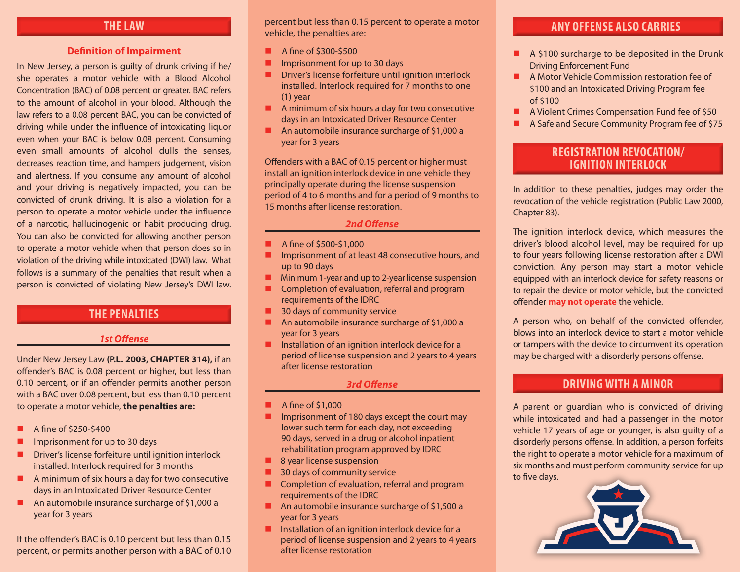## THE LAW

### Definition of Impairment

In New Jersey, a person is guilty of drunk driving if he/she operates a motor vehicle with a Blood Alcohol Concentration (BAC) of 0.08 percent or greater. BAC refers to the amount of alcohol in your blood. Although the law refers to a 0.08 percent BAC, you can be convicted of driving while under the influence of intoxicating liquor even when your BAC is below 0.08 percent. Consuming even small amounts of alcohol dulls the senses, decreases reaction time, and hampers judgement, vision and alertness. If you consume any amount of alcohol and your driving is negatively impacted, you can be convicted of drunk driving. It is also a violation for a person to operate a motor vehicle under the influence of a narcotic, hallucinogenic or habit producing drug. You can also be convicted for allowing another person to operate a motor vehicle when that person does so in violation of the driving while intoxicated (DWI) law. What follows is a summary of the penalties that result when a person is convicted of violating New Jersey's DWI law.

## THE PENALTIES

### *1st Offense*

Under New Jersey Law **(P.L. 2003, CHAPTER 314),** if an offender's BAC is 0.08 percent or higher, but less than 0.10 percent, or if an offender permits another person with a BAC over 0.08 percent, but less than 0.10 percent to operate a motor vehicle, **the penalties are:**

- A fine of $250-$400
- Imprisonment for up to 30 days
- Driver's license forfeiture until ignition interlock installed. Interlock required for 3 months
- A minimum of six hours a day for two consecutive days in an Intoxicated Driver Resource Center
- An automobile insurance surcharge of $1,000 a year for 3 years

If the offender's BAC is 0.10 percent but less than 0.15 percent, or permits another person with a BAC of 0.10 percent but less than 0.15 percent to operate a motor vehicle, the penalties are:

- A fine of $300-$500
- Imprisonment for up to 30 days
- Driver's license forfeiture until ignition interlock installed. Interlock required for 7 months to one (1) year
- A minimum of six hours a day for two consecutive days in an Intoxicated Driver Resource Center
- An automobile insurance surcharge of $1,000 a year for 3 years

Offenders with a BAC of 0.15 percent or higher must install an ignition interlock device in one vehicle they principally operate during the license suspension period of 4 to 6 months and for a period of 9 months to 15 months after license restoration.

### *2nd Offense*

- A fine of $500-$1,000
- Imprisonment of at least 48 consecutive hours, and up to 90 days
- Minimum 1-year and up to 2-year license suspension
- Completion of evaluation, referral and program requirements of the IDRC
- 30 days of community service
- An automobile insurance surcharge of $1,000 a year for 3 years
- Installation of an ignition interlock device for a period of license suspension and 2 years to 4 years after license restoration

### *3rd Offense*

- A fine of $1,000
- Imprisonment of 180 days except the court may lower such term for each day, not exceeding 90 days, served in a drug or alcohol inpatient rehabilitation program approved by IDRC
- 8 year license suspension
- 30 days of community service
- Completion of evaluation, referral and program requirements of the IDRC
- An automobile insurance surcharge of $1,500 a year for 3 years
- Installation of an ignition interlock device for a period of license suspension and 2 years to 4 years after license restoration

## ANY OFFENSE ALSO CARRIES

- A $100 surcharge to be deposited in the Drunk Driving Enforcement Fund
- A Motor Vehicle Commission restoration fee of $100 and an Intoxicated Driving Program fee of $100
- A Violent Crimes Compensation Fund fee of $50
- A Safe and Secure Community Program fee of $75

## REGISTRATION REVOCATION/ IGNITION INTERLOCK

In addition to these penalties, judges may order the revocation of the vehicle registration (Public Law 2000, Chapter 83).

The ignition interlock device, which measures the driver's blood alcohol level, may be required for up to four years following license restoration after a DWI conviction. Any person may start a motor vehicle equipped with an interlock device for safety reasons or to repair the device or motor vehicle, but the convicted offender **may not operate** the vehicle.

A person who, on behalf of the convicted offender, blows into an interlock device to start a motor vehicle or tampers with the device to circumvent its operation may be charged with a disorderly persons offense.

## DRIVING WITH A MINOR

A parent or guardian who is convicted of driving while intoxicated and had a passenger in the motor vehicle 17 years of age or younger, is also guilty of a disorderly persons offense. In addition, a person forfeits the right to operate a motor vehicle for a maximum of six months and must perform community service for up to five days.